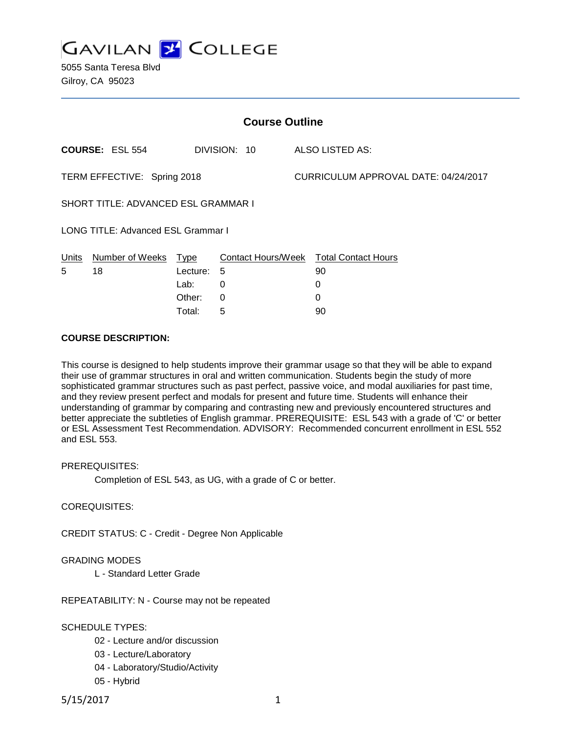# GAVILAN COLLEGE

5055 Santa Teresa Blvd
Gilroy, CA 95023

## Course Outline

**COURSE:** ESL 554 DIVISION: 10 ALSO LISTED AS:

TERM EFFECTIVE: Spring 2018 CURRICULUM APPROVAL DATE: 04/24/2017

SHORT TITLE: ADVANCED ESL GRAMMAR I

LONG TITLE: Advanced ESL Grammar I

| Units | Number of Weeks | Type | Contact Hours/Week | Total Contact Hours |
|---|---|---|---|---|
| 5 | 18 | Lecture: | 5 | 90 |
| | | Lab: | 0 | 0 |
| | | Other: | 0 | 0 |
| | | Total: | 5 | 90 |

**COURSE DESCRIPTION:**

This course is designed to help students improve their grammar usage so that they will be able to expand their use of grammar structures in oral and written communication. Students begin the study of more sophisticated grammar structures such as past perfect, passive voice, and modal auxiliaries for past time, and they review present perfect and modals for present and future time. Students will enhance their understanding of grammar by comparing and contrasting new and previously encountered structures and better appreciate the subtleties of English grammar. PREREQUISITE: ESL 543 with a grade of 'C' or better or ESL Assessment Test Recommendation. ADVISORY: Recommended concurrent enrollment in ESL 552 and ESL 553.

PREREQUISITES:

Completion of ESL 543, as UG, with a grade of C or better.

COREQUISITES:

CREDIT STATUS: C - Credit - Degree Non Applicable

GRADING MODES

L - Standard Letter Grade

REPEATABILITY: N - Course may not be repeated

SCHEDULE TYPES:

02 - Lecture and/or discussion
03 - Lecture/Laboratory
04 - Laboratory/Studio/Activity
05 - Hybrid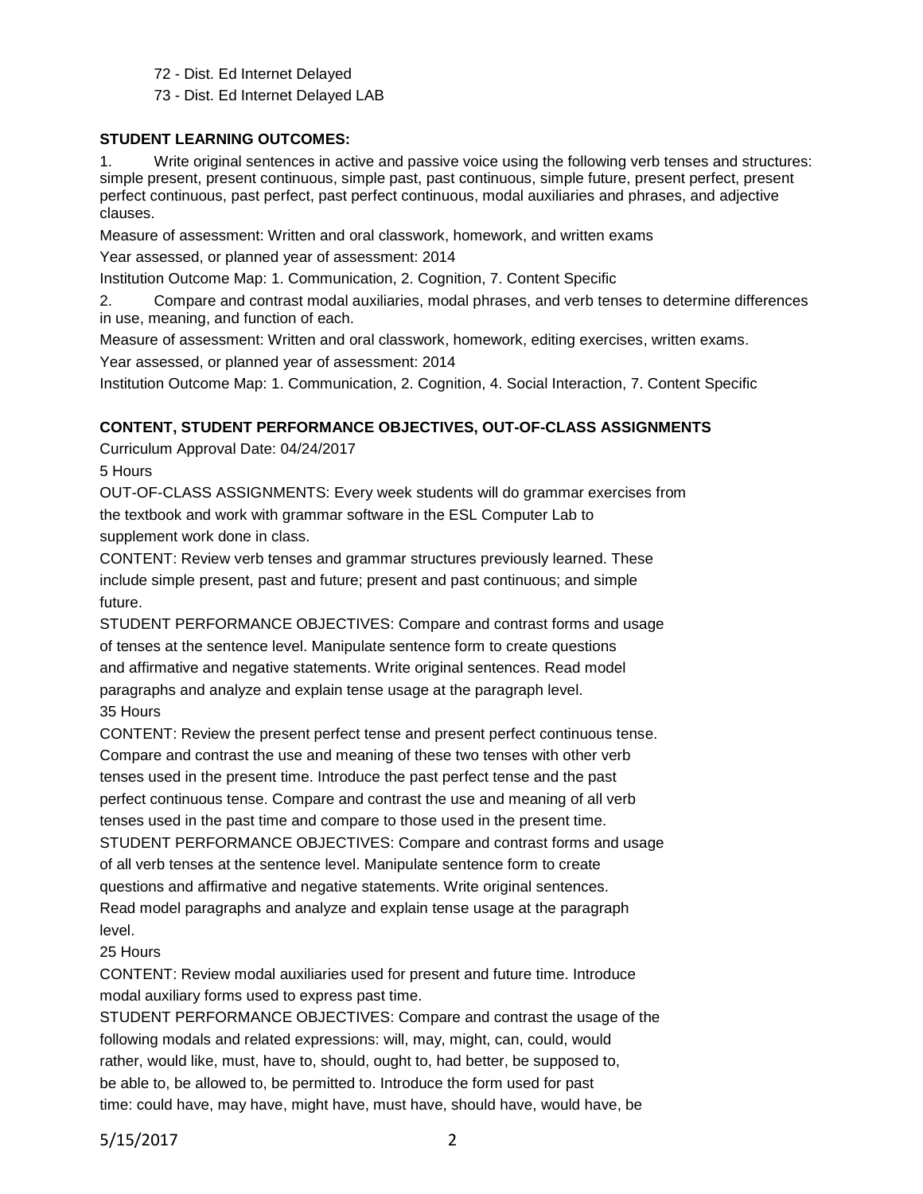72 - Dist. Ed Internet Delayed

73 - Dist. Ed Internet Delayed LAB

**STUDENT LEARNING OUTCOMES:**

1. Write original sentences in active and passive voice using the following verb tenses and structures: simple present, present continuous, simple past, past continuous, simple future, present perfect, present perfect continuous, past perfect, past perfect continuous, modal auxiliaries and phrases, and adjective clauses.

Measure of assessment: Written and oral classwork, homework, and written exams

Year assessed, or planned year of assessment: 2014

Institution Outcome Map: 1. Communication, 2. Cognition, 7. Content Specific

2. Compare and contrast modal auxiliaries, modal phrases, and verb tenses to determine differences in use, meaning, and function of each.

Measure of assessment: Written and oral classwork, homework, editing exercises, written exams.

Year assessed, or planned year of assessment: 2014

Institution Outcome Map: 1. Communication, 2. Cognition, 4. Social Interaction, 7. Content Specific

**CONTENT, STUDENT PERFORMANCE OBJECTIVES, OUT-OF-CLASS ASSIGNMENTS**

Curriculum Approval Date: 04/24/2017

5 Hours

OUT-OF-CLASS ASSIGNMENTS: Every week students will do grammar exercises from the textbook and work with grammar software in the ESL Computer Lab to supplement work done in class.

CONTENT: Review verb tenses and grammar structures previously learned. These include simple present, past and future; present and past continuous; and simple future.

STUDENT PERFORMANCE OBJECTIVES: Compare and contrast forms and usage of tenses at the sentence level. Manipulate sentence form to create questions and affirmative and negative statements. Write original sentences. Read model paragraphs and analyze and explain tense usage at the paragraph level.

35 Hours

CONTENT: Review the present perfect tense and present perfect continuous tense. Compare and contrast the use and meaning of these two tenses with other verb tenses used in the present time. Introduce the past perfect tense and the past perfect continuous tense. Compare and contrast the use and meaning of all verb tenses used in the past time and compare to those used in the present time.

STUDENT PERFORMANCE OBJECTIVES: Compare and contrast forms and usage of all verb tenses at the sentence level. Manipulate sentence form to create questions and affirmative and negative statements. Write original sentences. Read model paragraphs and analyze and explain tense usage at the paragraph level.

25 Hours

CONTENT: Review modal auxiliaries used for present and future time. Introduce modal auxiliary forms used to express past time.

STUDENT PERFORMANCE OBJECTIVES: Compare and contrast the usage of the following modals and related expressions: will, may, might, can, could, would rather, would like, must, have to, should, ought to, had better, be supposed to, be able to, be allowed to, be permitted to. Introduce the form used for past time: could have, may have, might have, must have, should have, would have, be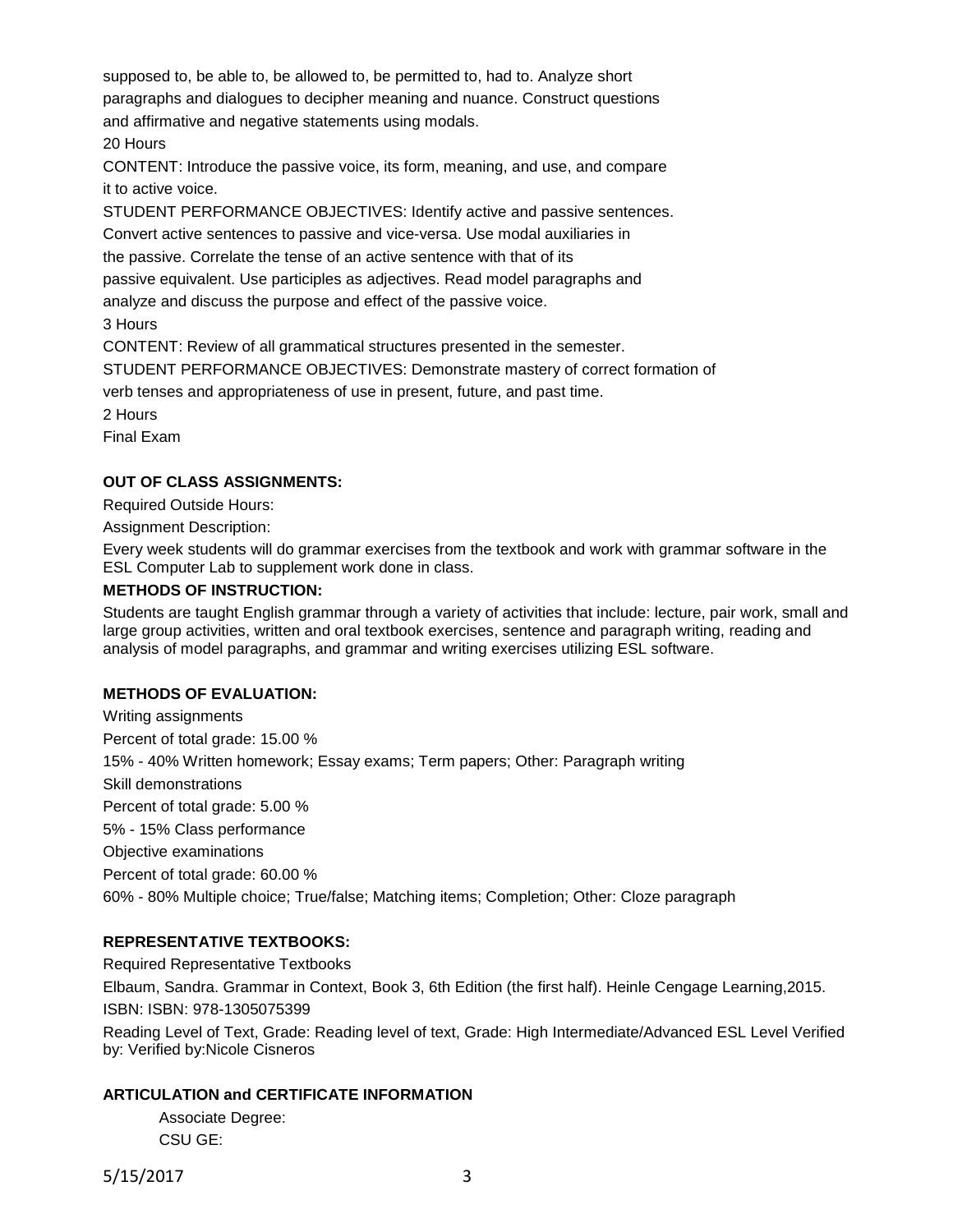supposed to, be able to, be allowed to, be permitted to, had to. Analyze short paragraphs and dialogues to decipher meaning and nuance. Construct questions and affirmative and negative statements using modals.

20 Hours

CONTENT: Introduce the passive voice, its form, meaning, and use, and compare it to active voice.

STUDENT PERFORMANCE OBJECTIVES: Identify active and passive sentences. Convert active sentences to passive and vice-versa. Use modal auxiliaries in the passive. Correlate the tense of an active sentence with that of its passive equivalent. Use participles as adjectives. Read model paragraphs and analyze and discuss the purpose and effect of the passive voice.

3 Hours

CONTENT: Review of all grammatical structures presented in the semester.

STUDENT PERFORMANCE OBJECTIVES: Demonstrate mastery of correct formation of verb tenses and appropriateness of use in present, future, and past time.

2 Hours

Final Exam

**OUT OF CLASS ASSIGNMENTS:**

Required Outside Hours:

Assignment Description:

Every week students will do grammar exercises from the textbook and work with grammar software in the ESL Computer Lab to supplement work done in class.

**METHODS OF INSTRUCTION:**

Students are taught English grammar through a variety of activities that include: lecture, pair work, small and large group activities, written and oral textbook exercises, sentence and paragraph writing, reading and analysis of model paragraphs, and grammar and writing exercises utilizing ESL software.

**METHODS OF EVALUATION:**

Writing assignments

Percent of total grade: 15.00 %

15% - 40% Written homework; Essay exams; Term papers; Other: Paragraph writing

Skill demonstrations

Percent of total grade: 5.00 %

5% - 15% Class performance

Objective examinations

Percent of total grade: 60.00 %

60% - 80% Multiple choice; True/false; Matching items; Completion; Other: Cloze paragraph

**REPRESENTATIVE TEXTBOOKS:**

Required Representative Textbooks

Elbaum, Sandra. Grammar in Context, Book 3, 6th Edition (the first half). Heinle Cengage Learning,2015.
ISBN: ISBN: 978-1305075399

Reading Level of Text, Grade: Reading level of text, Grade: High Intermediate/Advanced ESL Level Verified by: Verified by:Nicole Cisneros

**ARTICULATION and CERTIFICATE INFORMATION**

Associate Degree:
CSU GE: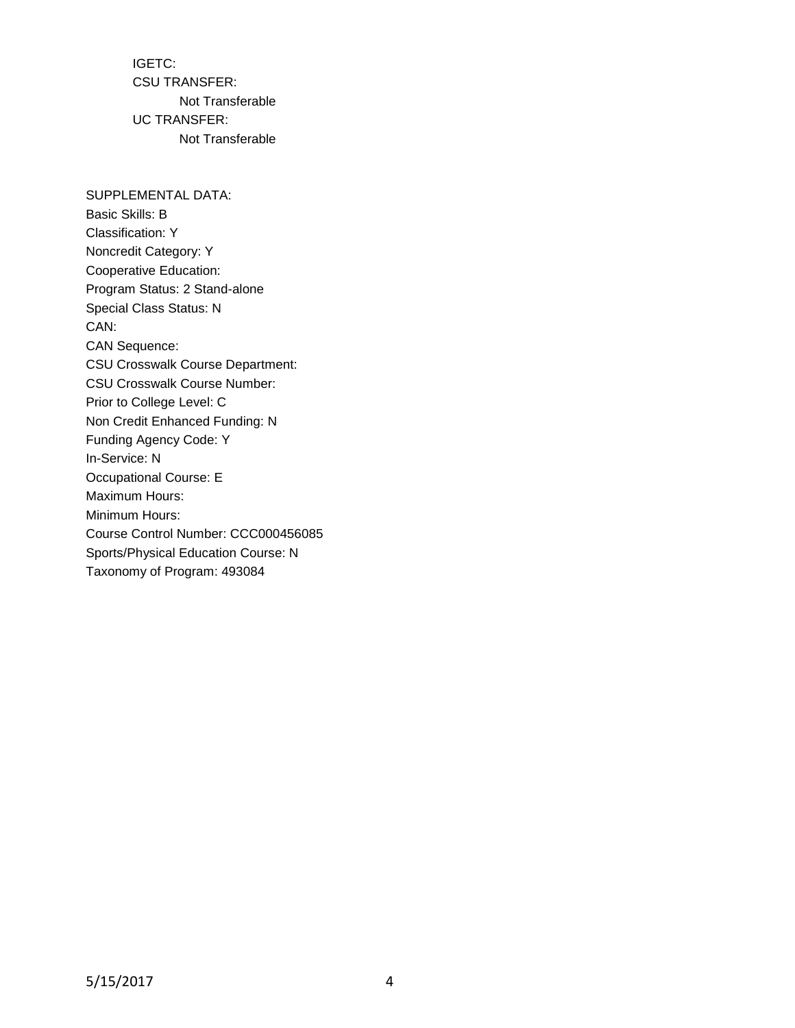IGETC:

CSU TRANSFER:

Not Transferable

UC TRANSFER:

Not Transferable

SUPPLEMENTAL DATA:

Basic Skills: B

Classification: Y

Noncredit Category: Y

Cooperative Education:

Program Status: 2 Stand-alone

Special Class Status: N

CAN:

CAN Sequence:

CSU Crosswalk Course Department:

CSU Crosswalk Course Number:

Prior to College Level: C

Non Credit Enhanced Funding: N

Funding Agency Code: Y

In-Service: N

Occupational Course: E

Maximum Hours:

Minimum Hours:

Course Control Number: CCC000456085

Sports/Physical Education Course: N

Taxonomy of Program: 493084